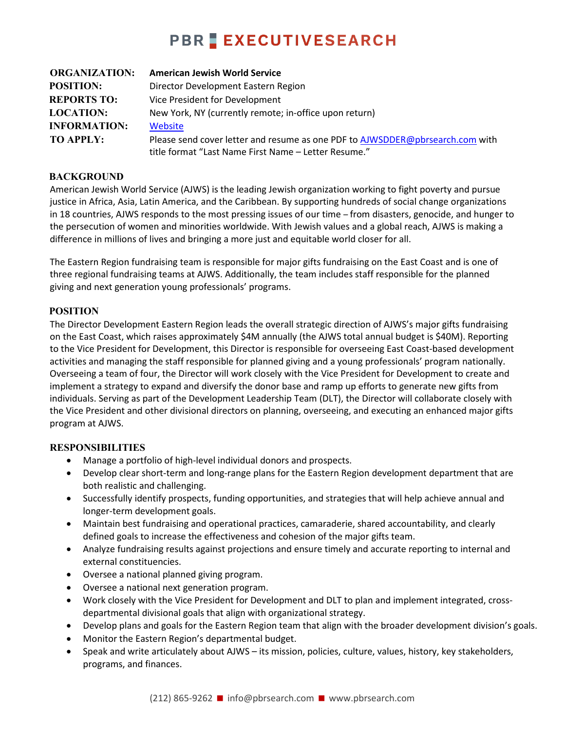# PBR EXECUTIVESEARCH

| | |
|---|---|
| **ORGANIZATION:** | **American Jewish World Service** |
| **POSITION:** | Director Development Eastern Region |
| **REPORTS TO:** | Vice President for Development |
| **LOCATION:** | New York, NY (currently remote; in-office upon return) |
| **INFORMATION:** | Website |
| **TO APPLY:** | Please send cover letter and resume as one PDF to AJWSDDER@pbrsearch.com with title format "Last Name First Name – Letter Resume." |

## BACKGROUND

American Jewish World Service (AJWS) is the leading Jewish organization working to fight poverty and pursue justice in Africa, Asia, Latin America, and the Caribbean. By supporting hundreds of social change organizations in 18 countries, AJWS responds to the most pressing issues of our time – from disasters, genocide, and hunger to the persecution of women and minorities worldwide. With Jewish values and a global reach, AJWS is making a difference in millions of lives and bringing a more just and equitable world closer for all.

The Eastern Region fundraising team is responsible for major gifts fundraising on the East Coast and is one of three regional fundraising teams at AJWS. Additionally, the team includes staff responsible for the planned giving and next generation young professionals' programs.

## POSITION

The Director Development Eastern Region leads the overall strategic direction of AJWS's major gifts fundraising on the East Coast, which raises approximately $4M annually (the AJWS total annual budget is $40M). Reporting to the Vice President for Development, this Director is responsible for overseeing East Coast-based development activities and managing the staff responsible for planned giving and a young professionals' program nationally. Overseeing a team of four, the Director will work closely with the Vice President for Development to create and implement a strategy to expand and diversify the donor base and ramp up efforts to generate new gifts from individuals. Serving as part of the Development Leadership Team (DLT), the Director will collaborate closely with the Vice President and other divisional directors on planning, overseeing, and executing an enhanced major gifts program at AJWS.

## RESPONSIBILITIES

- Manage a portfolio of high-level individual donors and prospects.
- Develop clear short-term and long-range plans for the Eastern Region development department that are both realistic and challenging.
- Successfully identify prospects, funding opportunities, and strategies that will help achieve annual and longer-term development goals.
- Maintain best fundraising and operational practices, camaraderie, shared accountability, and clearly defined goals to increase the effectiveness and cohesion of the major gifts team.
- Analyze fundraising results against projections and ensure timely and accurate reporting to internal and external constituencies.
- Oversee a national planned giving program.
- Oversee a national next generation program.
- Work closely with the Vice President for Development and DLT to plan and implement integrated, cross-departmental divisional goals that align with organizational strategy.
- Develop plans and goals for the Eastern Region team that align with the broader development division's goals.
- Monitor the Eastern Region's departmental budget.
- Speak and write articulately about AJWS – its mission, policies, culture, values, history, key stakeholders, programs, and finances.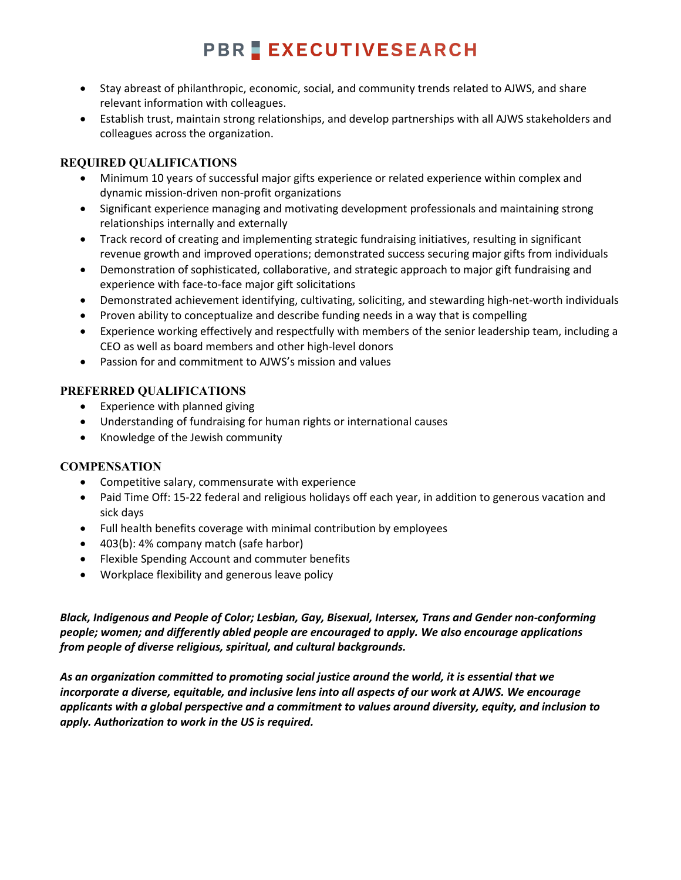- Stay abreast of philanthropic, economic, social, and community trends related to AJWS, and share relevant information with colleagues.
- Establish trust, maintain strong relationships, and develop partnerships with all AJWS stakeholders and colleagues across the organization.

## REQUIRED QUALIFICATIONS

- Minimum 10 years of successful major gifts experience or related experience within complex and dynamic mission-driven non-profit organizations
- Significant experience managing and motivating development professionals and maintaining strong relationships internally and externally
- Track record of creating and implementing strategic fundraising initiatives, resulting in significant revenue growth and improved operations; demonstrated success securing major gifts from individuals
- Demonstration of sophisticated, collaborative, and strategic approach to major gift fundraising and experience with face-to-face major gift solicitations
- Demonstrated achievement identifying, cultivating, soliciting, and stewarding high-net-worth individuals
- Proven ability to conceptualize and describe funding needs in a way that is compelling
- Experience working effectively and respectfully with members of the senior leadership team, including a CEO as well as board members and other high-level donors
- Passion for and commitment to AJWS's mission and values

## PREFERRED QUALIFICATIONS

- Experience with planned giving
- Understanding of fundraising for human rights or international causes
- Knowledge of the Jewish community

## COMPENSATION

- Competitive salary, commensurate with experience
- Paid Time Off: 15-22 federal and religious holidays off each year, in addition to generous vacation and sick days
- Full health benefits coverage with minimal contribution by employees
- 403(b): 4% company match (safe harbor)
- Flexible Spending Account and commuter benefits
- Workplace flexibility and generous leave policy

***Black, Indigenous and People of Color; Lesbian, Gay, Bisexual, Intersex, Trans and Gender non-conforming people; women; and differently abled people are encouraged to apply. We also encourage applications from people of diverse religious, spiritual, and cultural backgrounds.***

***As an organization committed to promoting social justice around the world, it is essential that we incorporate a diverse, equitable, and inclusive lens into all aspects of our work at AJWS. We encourage applicants with a global perspective and a commitment to values around diversity, equity, and inclusion to apply. Authorization to work in the US is required.***